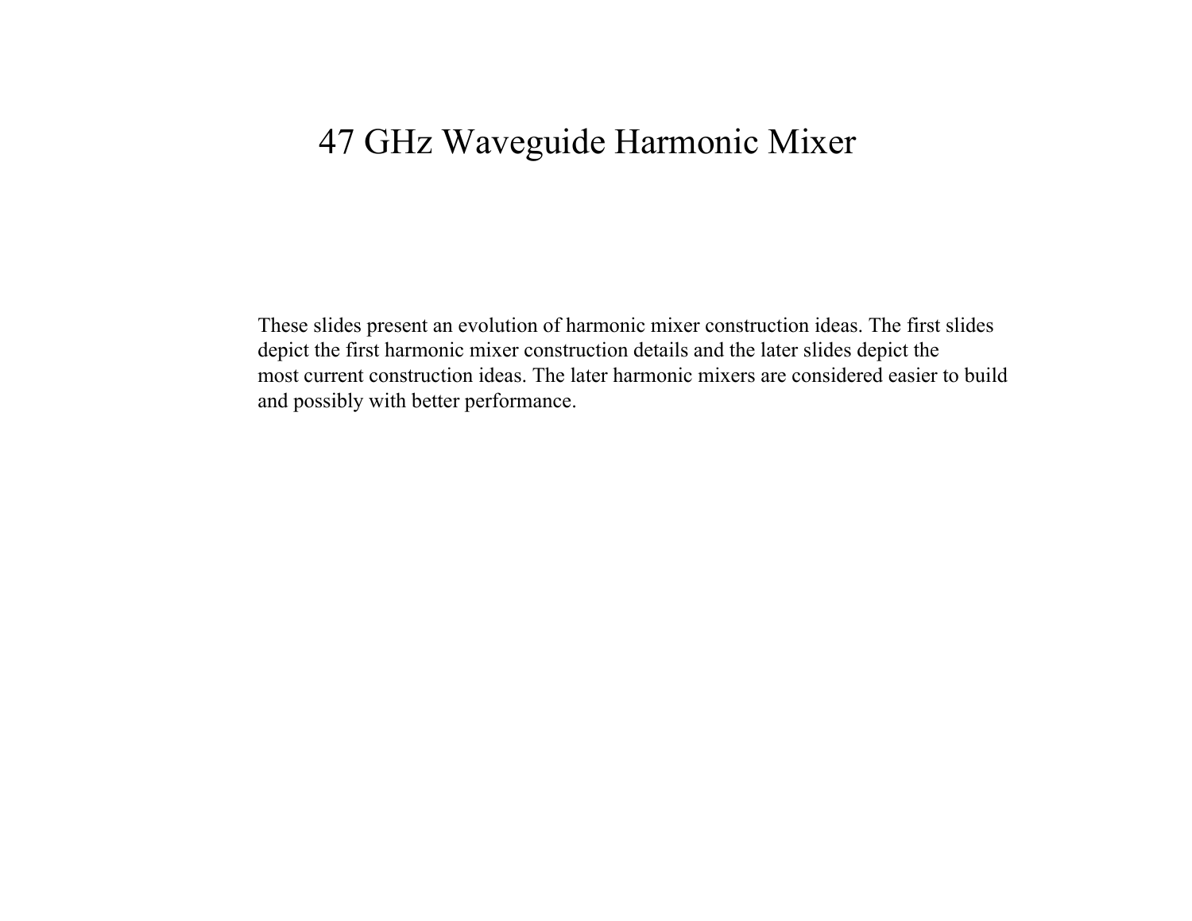# 47 GHz Waveguide Harmonic Mixer

These slides present an evolution of harmonic mixer construction ideas. The first slides depict the first harmonic mixer construction details and the later slides depict the most current construction ideas. The later harmonic mixers are considered easier to build and possibly with better performance.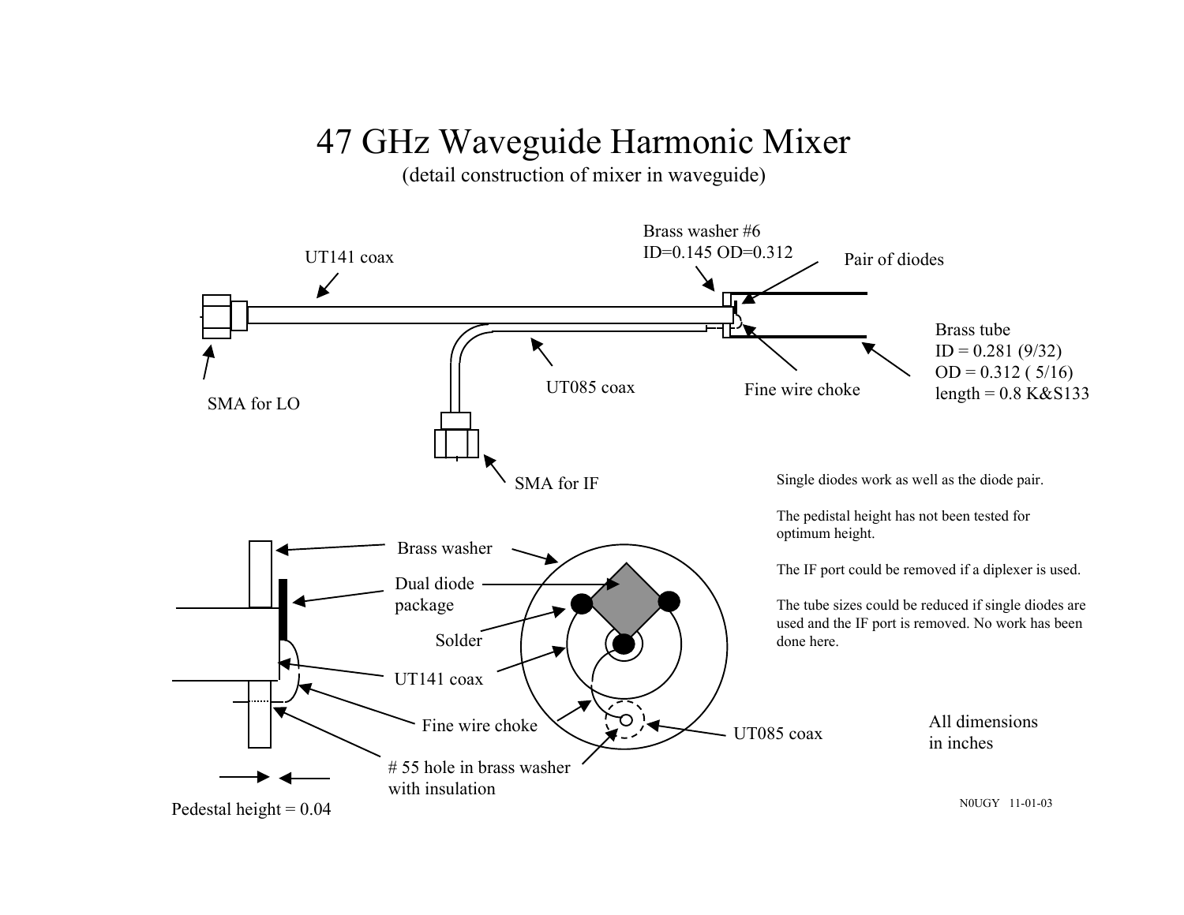# 47 GHz Waveguide Harmonic Mixer

(detail construction of mixer in waveguide)

UT141 coax

Brass washer #6
ID=0.145 OD=0.312

Pair of diodes

SMA for LO

UT085 coax

Fine wire choke

Brass tube
ID = 0.281 (9/32)
OD = 0.312 ( 5/16)
length = 0.8 K&S133

SMA for IF

Brass washer

Dual diode package

Solder

UT141 coax

Fine wire choke

# 55 hole in brass washer with insulation

UT085 coax

Pedestal height = 0.04

Single diodes work as well as the diode pair.

The pedestal height has not been tested for optimum height.

The IF port could be removed if a diplexer is used.

The tube sizes could be reduced if single diodes are used and the IF port is removed. No work has been done here.

All dimensions in inches

N0UGY 11-01-03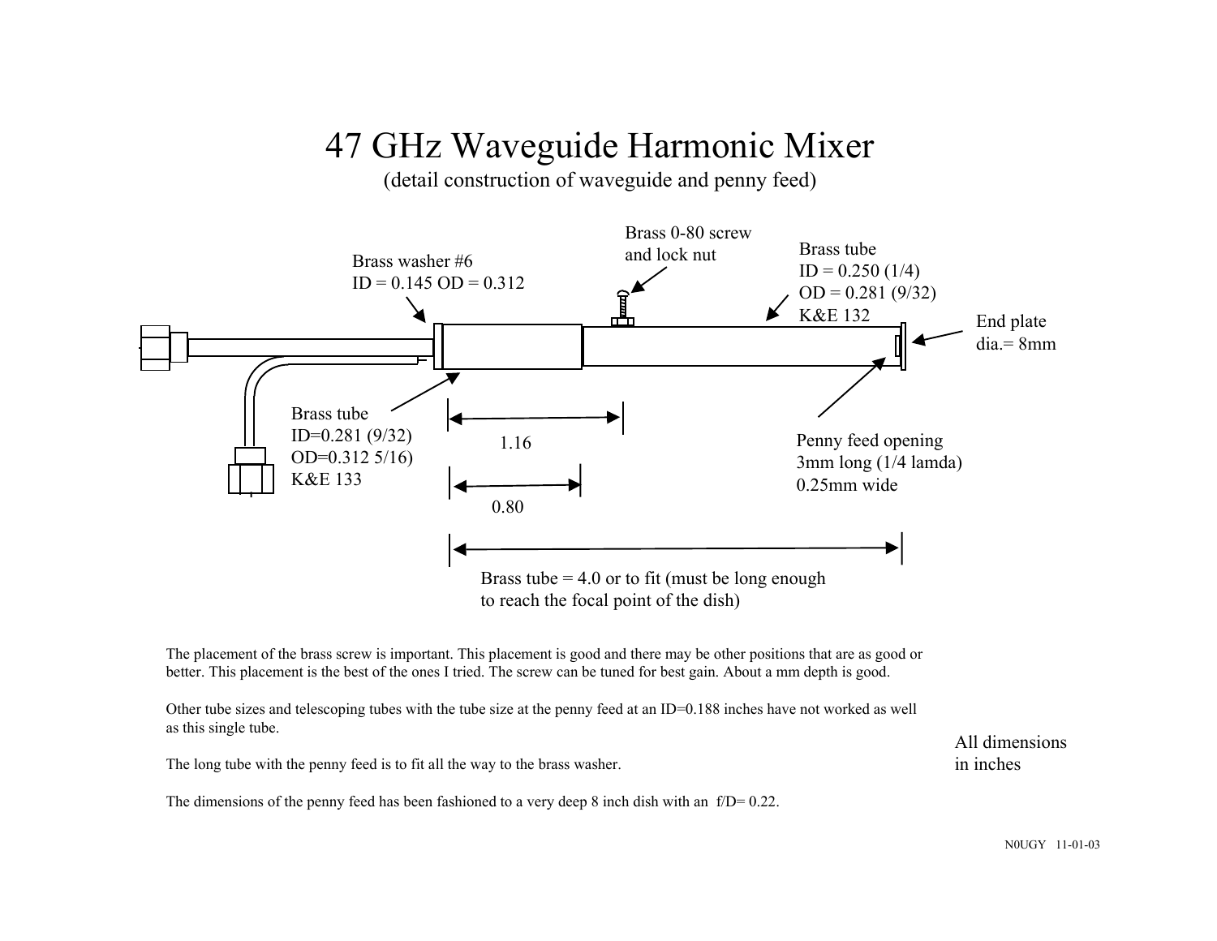# 47 GHz Waveguide Harmonic Mixer

(detail construction of waveguide and penny feed)

Brass 0-80 screw
and lock nut

Brass washer #6
ID = 0.145 OD = 0.312

Brass tube
ID = 0.250 (1/4)
OD = 0.281 (9/32)
K&E 132

End plate
dia.= 8mm

Brass tube
ID=0.281 (9/32)
OD=0.312 5/16)
K&E 133

1.16

0.80

Penny feed opening
3mm long (1/4 lamda)
0.25mm wide

Brass tube = 4.0 or to fit (must be long enough to reach the focal point of the dish)

The placement of the brass screw is important. This placement is good and there may be other positions that are as good or better. This placement is the best of the ones I tried. The screw can be tuned for best gain. About a mm depth is good.

Other tube sizes and telescoping tubes with the tube size at the penny feed at an ID=0.188 inches have not worked as well as this single tube.

The long tube with the penny feed is to fit all the way to the brass washer.

The dimensions of the penny feed has been fashioned to a very deep 8 inch dish with an f/D= 0.22.

All dimensions in inches

N0UGY 11-01-03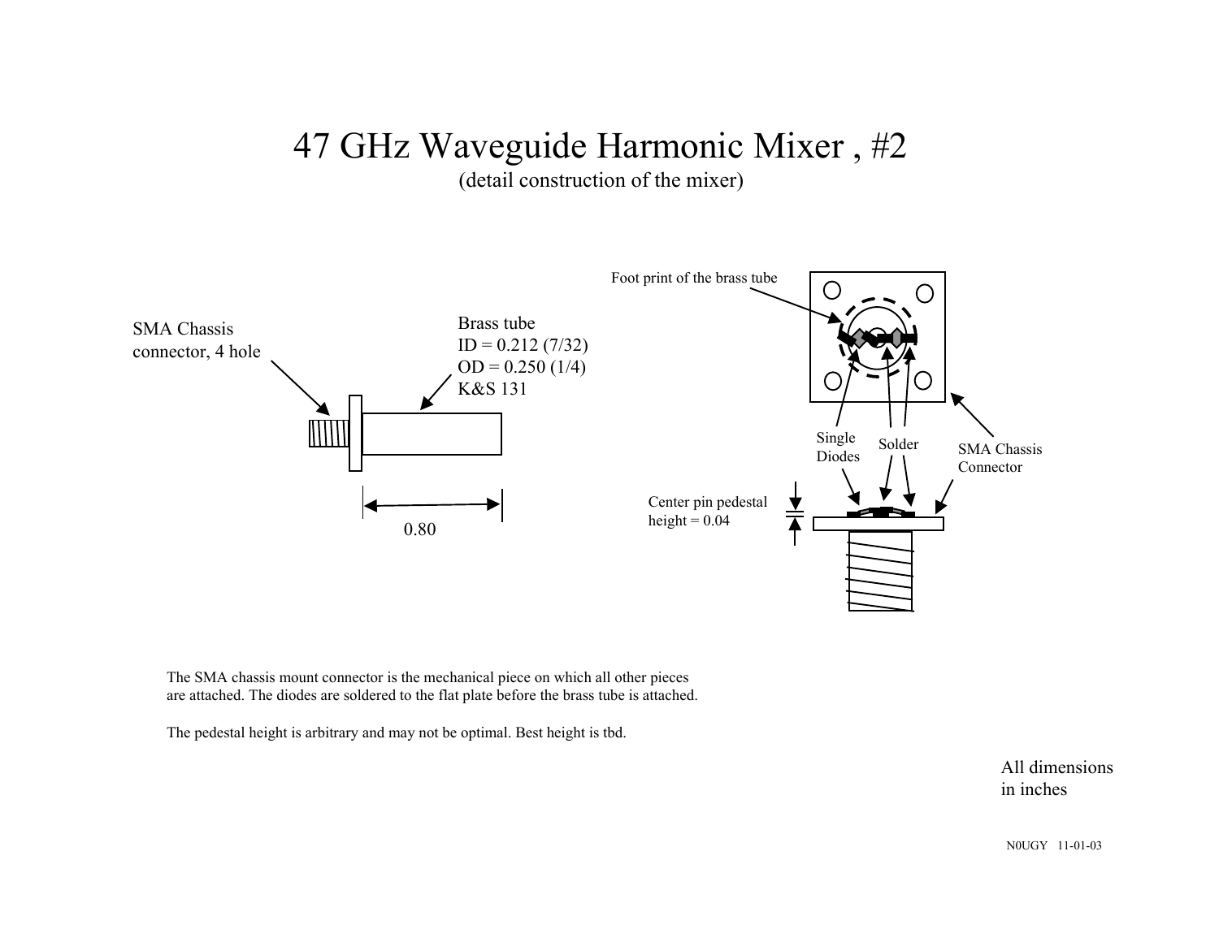# 47 GHz Waveguide Harmonic Mixer , #2

(detail construction of the mixer)

SMA Chassis connector, 4 hole

Brass tube
ID = 0.212 (7/32)
OD = 0.250 (1/4)
K&S 131

0.80

Foot print of the brass tube

Single Diodes

Solder

SMA Chassis Connector

Center pin pedestal height = 0.04

The SMA chassis mount connector is the mechanical piece on which all other pieces are attached. The diodes are soldered to the flat plate before the brass tube is attached.

The pedestal height is arbitrary and may not be optimal. Best height is tbd.

All dimensions in inches

N0UGY 11-01-03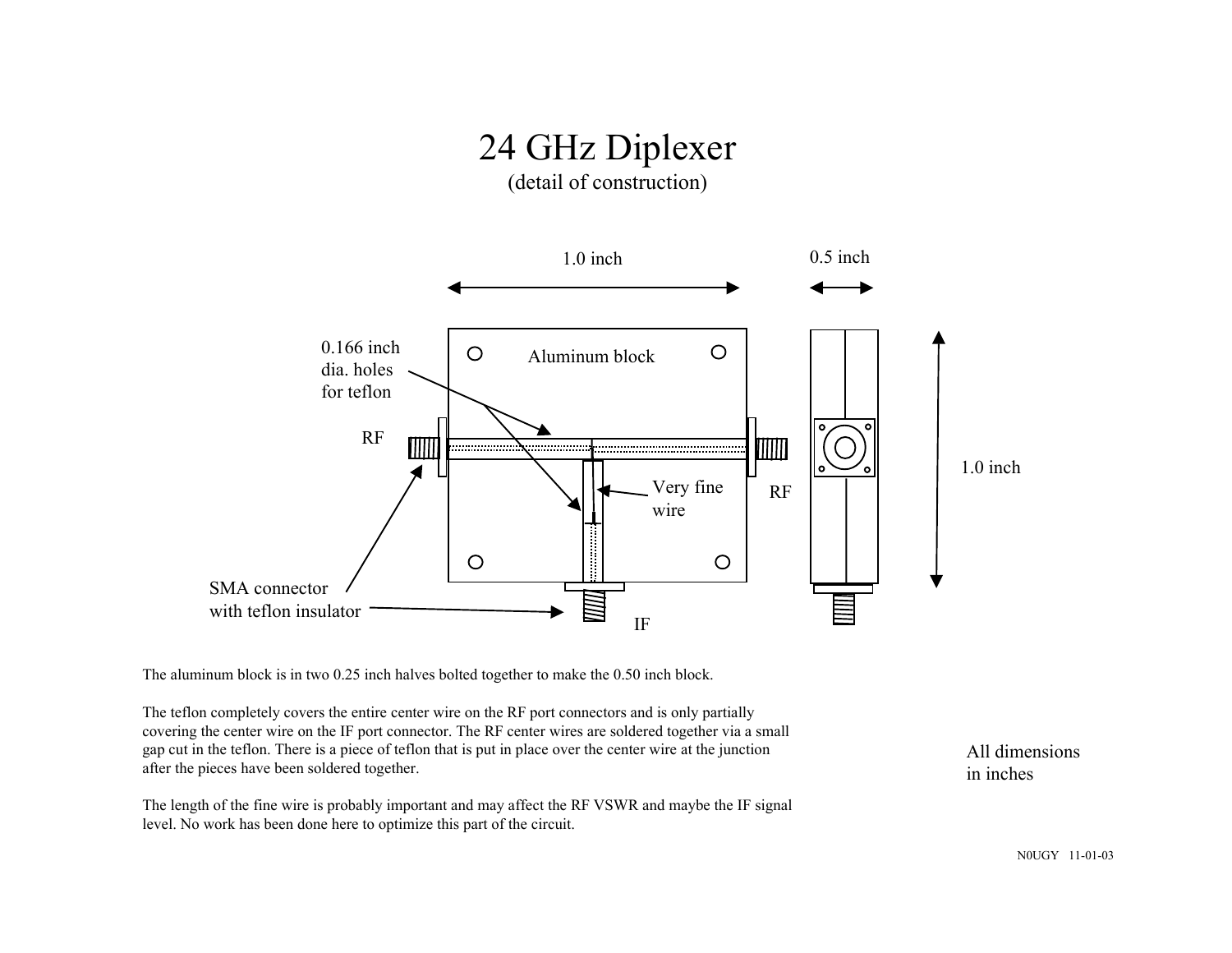# 24 GHz Diplexer

(detail of construction)

1.0 inch

0.5 inch

0.166 inch dia. holes for teflon

Aluminum block

RF

RF

Very fine wire

1.0 inch

SMA connector with teflon insulator

IF

The aluminum block is in two 0.25 inch halves bolted together to make the 0.50 inch block.

The teflon completely covers the entire center wire on the RF port connectors and is only partially covering the center wire on the IF port connector. The RF center wires are soldered together via a small gap cut in the teflon. There is a piece of teflon that is put in place over the center wire at the junction after the pieces have been soldered together.

The length of the fine wire is probably important and may affect the RF VSWR and maybe the IF signal level. No work has been done here to optimize this part of the circuit.

All dimensions in inches

N0UGY 11-01-03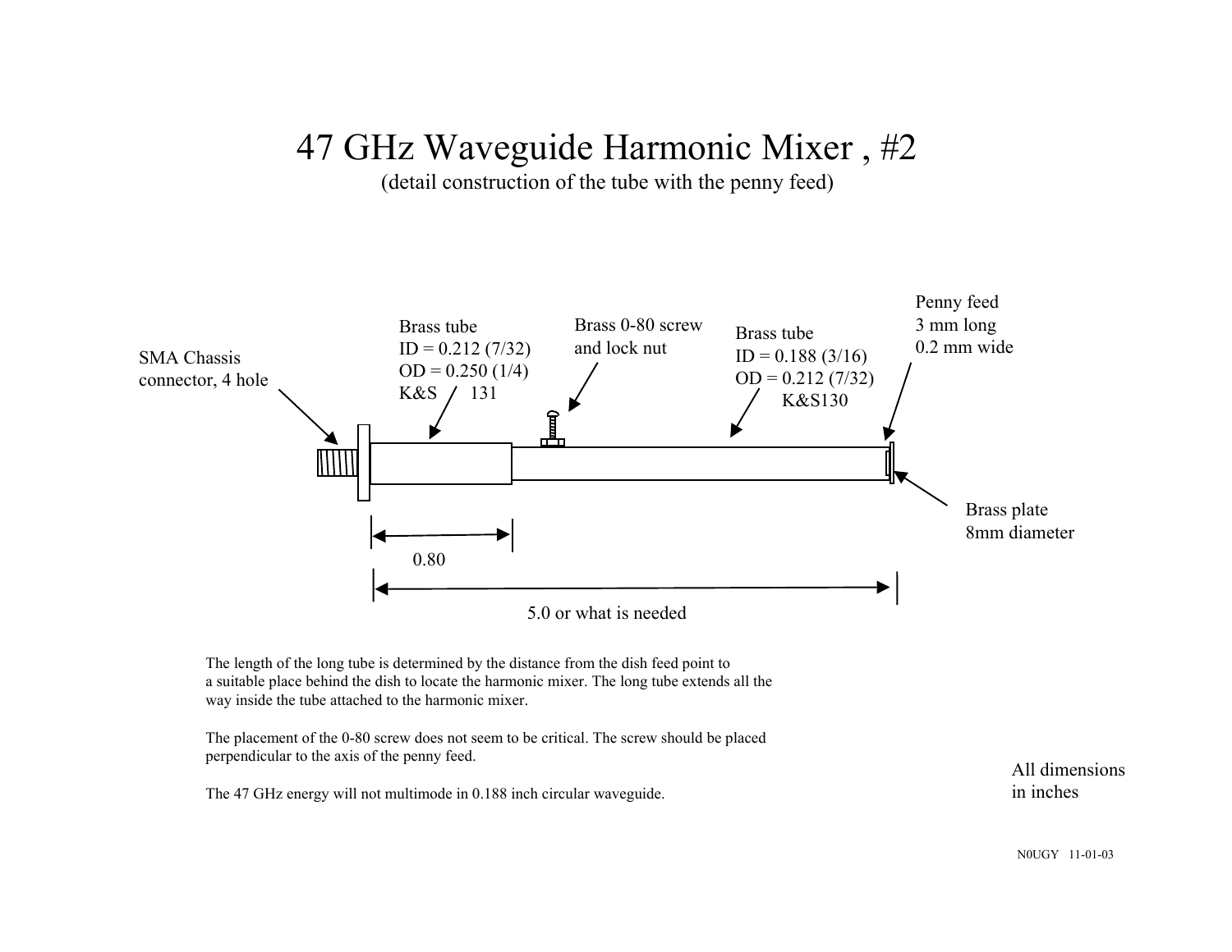# 47 GHz Waveguide Harmonic Mixer , #2

(detail construction of the tube with the penny feed)

SMA Chassis connector, 4 hole

Brass tube
ID = 0.212 (7/32)
OD = 0.250 (1/4)
K&S 131

Brass 0-80 screw and lock nut

Brass tube
ID = 0.188 (3/16)
OD = 0.212 (7/32)
K&S130

Penny feed
3 mm long
0.2 mm wide

Brass plate
8mm diameter

0.80

5.0 or what is needed

The length of the long tube is determined by the distance from the dish feed point to a suitable place behind the dish to locate the harmonic mixer. The long tube extends all the way inside the tube attached to the harmonic mixer.

The placement of the 0-80 screw does not seem to be critical. The screw should be placed perpendicular to the axis of the penny feed.

The 47 GHz energy will not multimode in 0.188 inch circular waveguide.

All dimensions in inches

N0UGY 11-01-03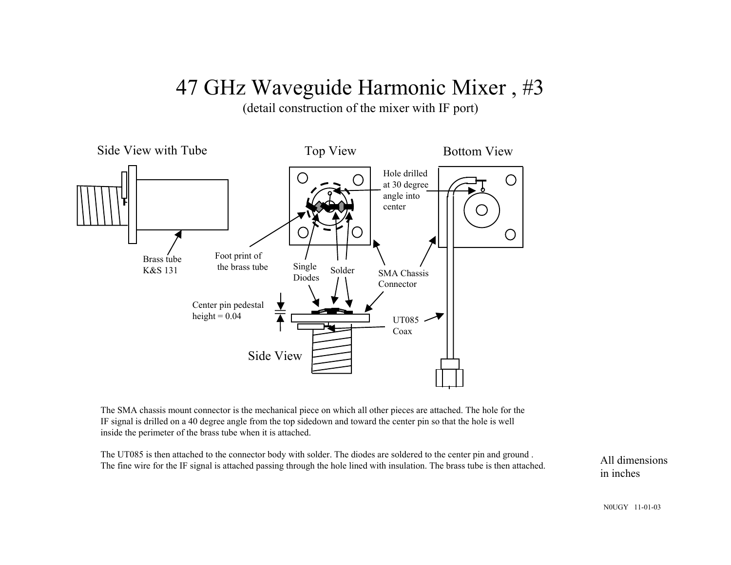# 47 GHz Waveguide Harmonic Mixer , #3

(detail construction of the mixer with IF port)

Side View with Tube

Top View

Bottom View

Hole drilled at 30 degree angle into center

Brass tube K&S 131

Foot print of the brass tube

Single Diodes

Solder

SMA Chassis Connector

Center pin pedestal height = 0.04

UT085 Coax

Side View

The SMA chassis mount connector is the mechanical piece on which all other pieces are attached. The hole for the IF signal is drilled on a 40 degree angle from the top sidedown and toward the center pin so that the hole is well inside the perimeter of the brass tube when it is attached.

The UT085 is then attached to the connector body with solder. The diodes are soldered to the center pin and ground . The fine wire for the IF signal is attached passing through the hole lined with insulation. The brass tube is then attached.

All dimensions in inches

N0UGY 11-01-03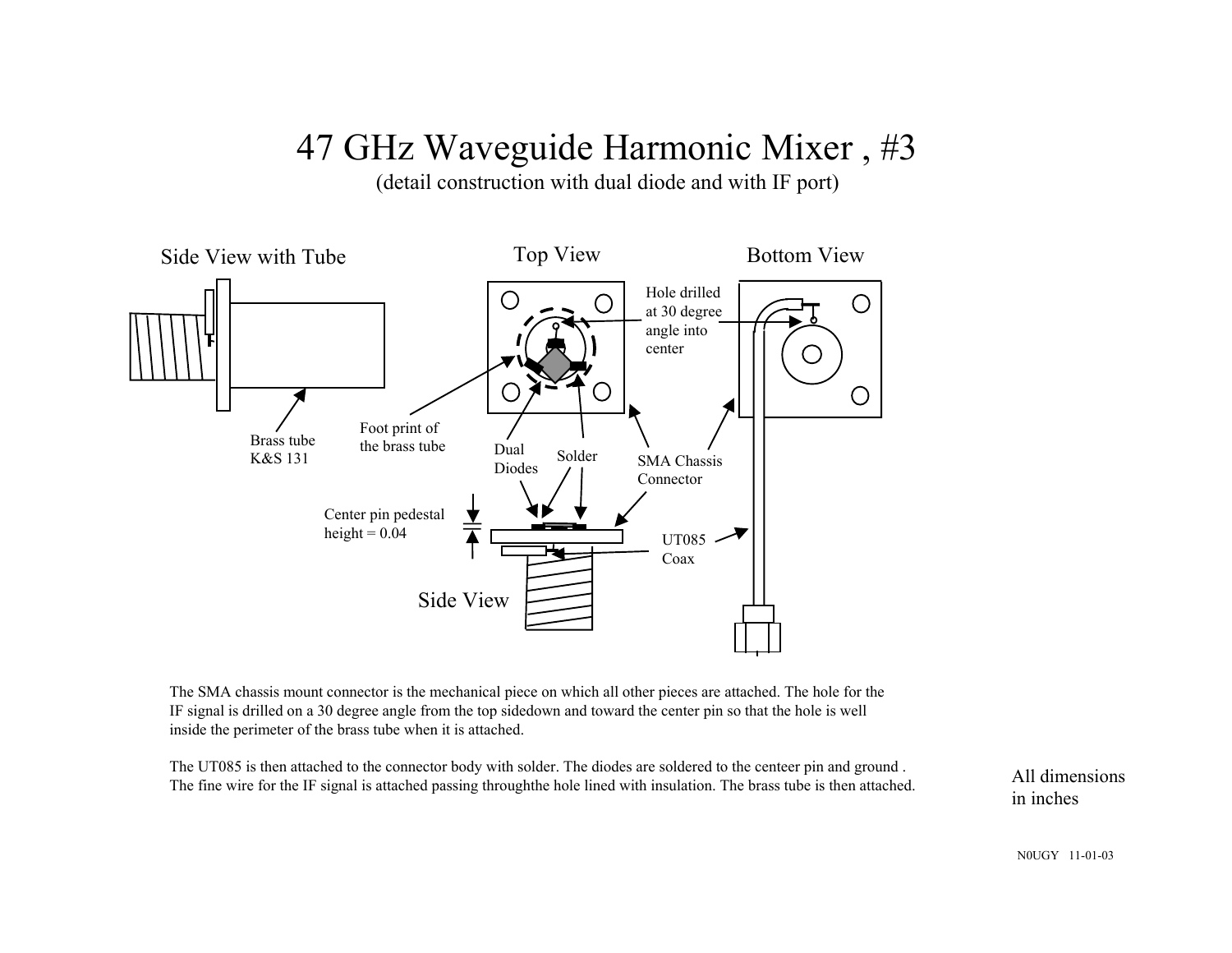# 47 GHz Waveguide Harmonic Mixer , #3

(detail construction with dual diode and with IF port)

Side View with Tube

Top View

Bottom View

Hole drilled at 30 degree angle into center

Brass tube K&S 131

Foot print of the brass tube

Dual Diodes

Solder

SMA Chassis Connector

Center pin pedestal height = 0.04

UT085 Coax

Side View

The SMA chassis mount connector is the mechanical piece on which all other pieces are attached. The hole for the IF signal is drilled on a 30 degree angle from the top sidedown and toward the center pin so that the hole is well inside the perimeter of the brass tube when it is attached.

The UT085 is then attached to the connector body with solder. The diodes are soldered to the centeer pin and ground . The fine wire for the IF signal is attached passing throughthe hole lined with insulation. The brass tube is then attached.

All dimensions in inches

N0UGY 11-01-03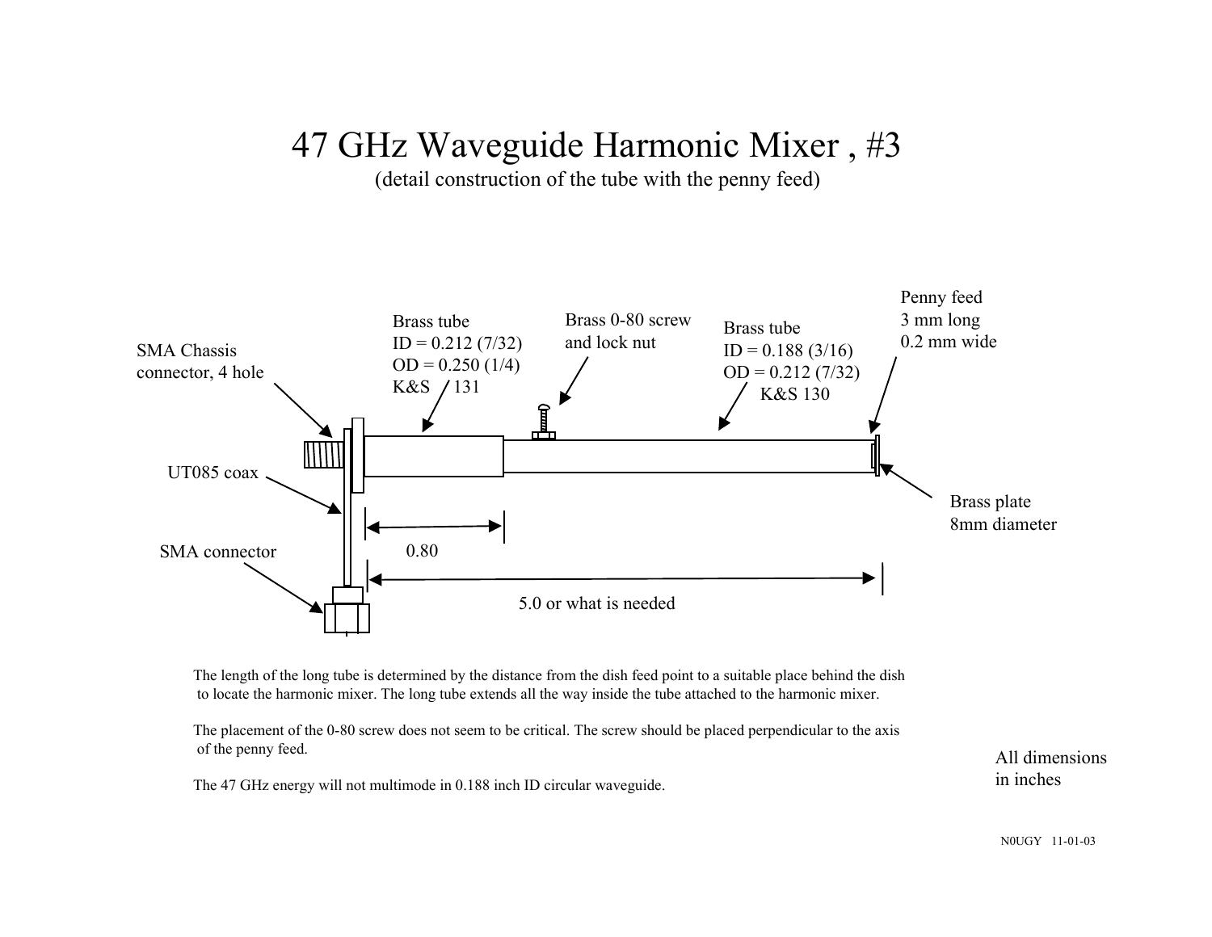# 47 GHz Waveguide Harmonic Mixer , #3

(detail construction of the tube with the penny feed)

SMA Chassis connector, 4 hole

Brass tube
ID = 0.212 (7/32)
OD = 0.250 (1/4)
K&S 131

Brass 0-80 screw and lock nut

Brass tube
ID = 0.188 (3/16)
OD = 0.212 (7/32)
K&S 130

Penny feed
3 mm long
0.2 mm wide

UT085 coax

Brass plate
8mm diameter

SMA connector

0.80

5.0 or what is needed

The length of the long tube is determined by the distance from the dish feed point to a suitable place behind the dish to locate the harmonic mixer. The long tube extends all the way inside the tube attached to the harmonic mixer.

The placement of the 0-80 screw does not seem to be critical. The screw should be placed perpendicular to the axis of the penny feed.

The 47 GHz energy will not multimode in 0.188 inch ID circular waveguide.

All dimensions in inches

N0UGY 11-01-03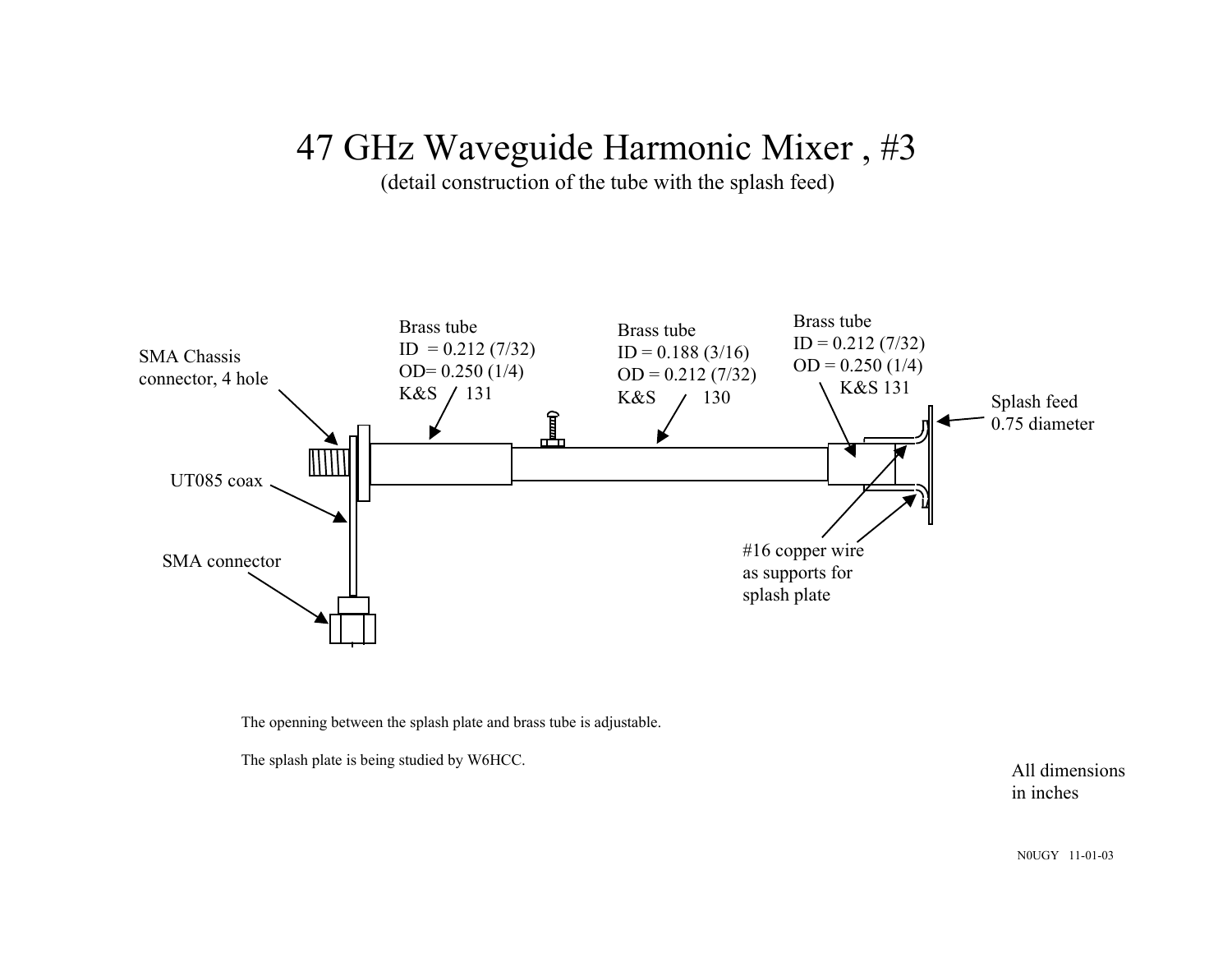# 47 GHz Waveguide Harmonic Mixer , #3

(detail construction of the tube with the splash feed)

SMA Chassis connector, 4 hole

UT085 coax

SMA connector

Brass tube
ID = 0.212 (7/32)
OD= 0.250 (1/4)
K&S 131

Brass tube
ID = 0.188 (3/16)
OD = 0.212 (7/32)
K&S 130

Brass tube
ID = 0.212 (7/32)
OD = 0.250 (1/4)
K&S 131

Splash feed
0.75 diameter

#16 copper wire as supports for splash plate

The openning between the splash plate and brass tube is adjustable.

The splash plate is being studied by W6HCC.

All dimensions in inches

N0UGY 11-01-03